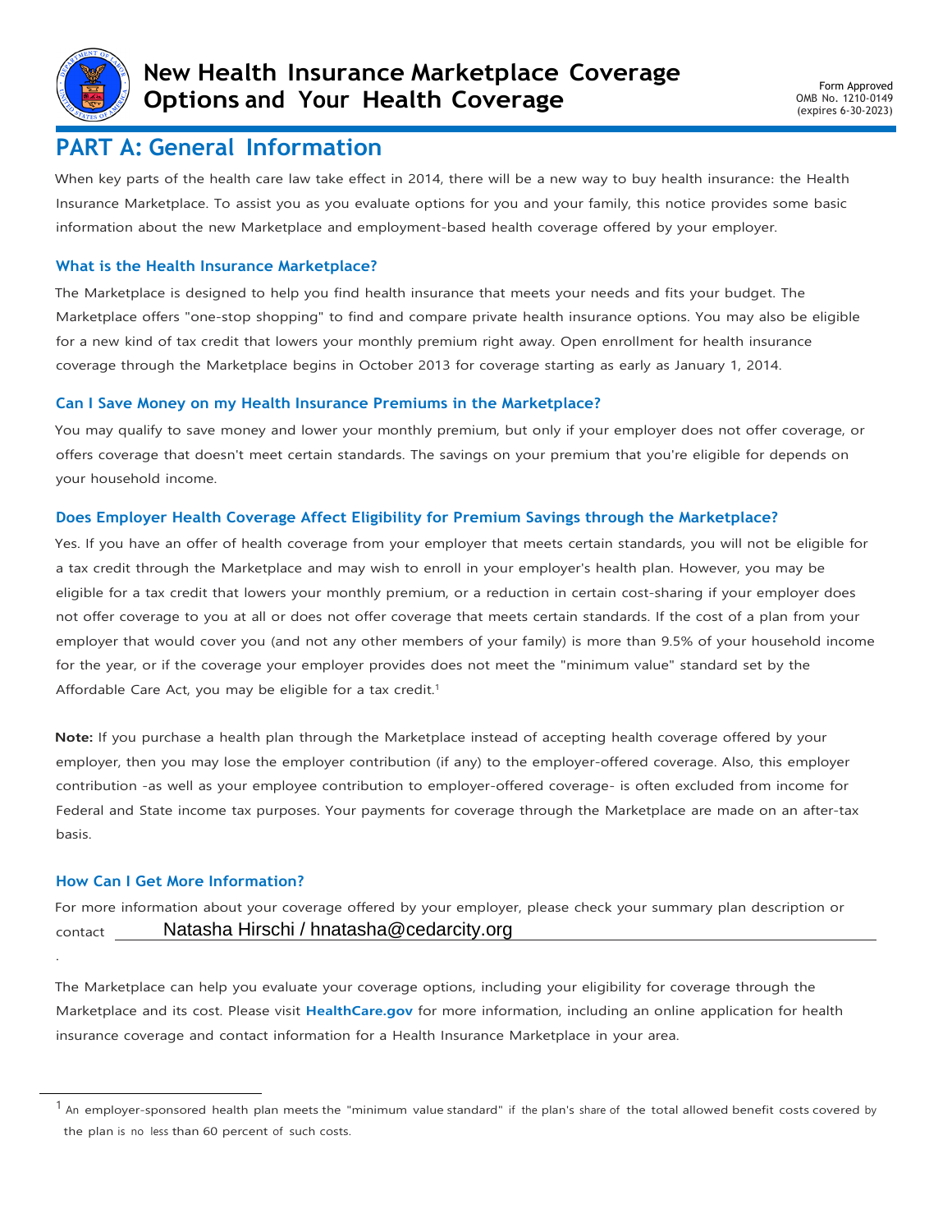# New Health Insurance Marketplace Coverage Options and Your Health Coverage

Form Approved
OMB No. 1210-0149
(expires 6-30-2023)

## PART A: General Information

When key parts of the health care law take effect in 2014, there will be a new way to buy health insurance: the Health Insurance Marketplace. To assist you as you evaluate options for you and your family, this notice provides some basic information about the new Marketplace and employment-based health coverage offered by your employer.

### What is the Health Insurance Marketplace?

The Marketplace is designed to help you find health insurance that meets your needs and fits your budget. The Marketplace offers "one-stop shopping" to find and compare private health insurance options. You may also be eligible for a new kind of tax credit that lowers your monthly premium right away. Open enrollment for health insurance coverage through the Marketplace begins in October 2013 for coverage starting as early as January 1, 2014.

### Can I Save Money on my Health Insurance Premiums in the Marketplace?

You may qualify to save money and lower your monthly premium, but only if your employer does not offer coverage, or offers coverage that doesn't meet certain standards. The savings on your premium that you're eligible for depends on your household income.

### Does Employer Health Coverage Affect Eligibility for Premium Savings through the Marketplace?

Yes. If you have an offer of health coverage from your employer that meets certain standards, you will not be eligible for a tax credit through the Marketplace and may wish to enroll in your employer's health plan. However, you may be eligible for a tax credit that lowers your monthly premium, or a reduction in certain cost-sharing if your employer does not offer coverage to you at all or does not offer coverage that meets certain standards. If the cost of a plan from your employer that would cover you (and not any other members of your family) is more than 9.5% of your household income for the year, or if the coverage your employer provides does not meet the "minimum value" standard set by the Affordable Care Act, you may be eligible for a tax credit.[1]

**Note:** If you purchase a health plan through the Marketplace instead of accepting health coverage offered by your employer, then you may lose the employer contribution (if any) to the employer-offered coverage. Also, this employer contribution -as well as your employee contribution to employer-offered coverage- is often excluded from income for Federal and State income tax purposes. Your payments for coverage through the Marketplace are made on an after-tax basis.

### How Can I Get More Information?

For more information about your coverage offered by your employer, please check your summary plan description or contact Natasha Hirschi / hnatasha@cedarcity.org

.

The Marketplace can help you evaluate your coverage options, including your eligibility for coverage through the Marketplace and its cost. Please visit **HealthCare.gov** for more information, including an online application for health insurance coverage and contact information for a Health Insurance Marketplace in your area.

---

[1] An employer-sponsored health plan meets the "minimum value standard" if the plan's share of the total allowed benefit costs covered by the plan is no less than 60 percent of such costs.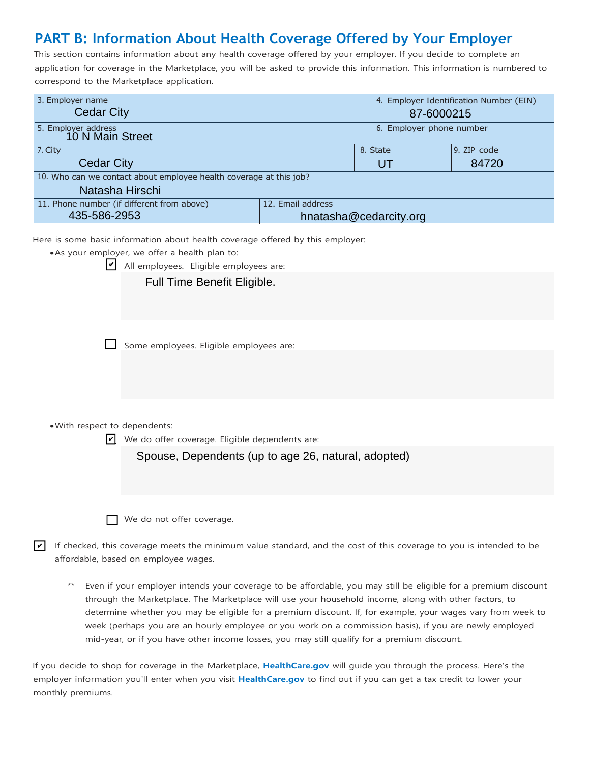## PART B: Information About Health Coverage Offered by Your Employer

This section contains information about any health coverage offered by your employer. If you decide to complete an application for coverage in the Marketplace, you will be asked to provide this information. This information is numbered to correspond to the Marketplace application.

| | | |
|---|---|---|
| 3. Employer name<br>Cedar City | | 4. Employer Identification Number (EIN)<br>87-6000215 |
| 5. Employer address<br>10 N Main Street | | 6. Employer phone number |
| 7. City<br>Cedar City | 8. State<br>UT | 9. ZIP code<br>84720 |
| 10. Who can we contact about employee health coverage at this job?<br>Natasha Hirschi | | |
| 11. Phone number (if different from above)<br>435-586-2953 | 12. Email address<br>hnatasha@cedarcity.org | |

Here is some basic information about health coverage offered by this employer:

- As your employer, we offer a health plan to:
  - ☑ All employees. Eligible employees are:
    Full Time Benefit Eligible.
  - ☐ Some employees. Eligible employees are:
- With respect to dependents:
  - ☑ We do offer coverage. Eligible dependents are:
    Spouse, Dependents (up to age 26, natural, adopted)
  - ☐ We do not offer coverage.

☑ If checked, this coverage meets the minimum value standard, and the cost of this coverage to you is intended to be affordable, based on employee wages.

** Even if your employer intends your coverage to be affordable, you may still be eligible for a premium discount through the Marketplace. The Marketplace will use your household income, along with other factors, to determine whether you may be eligible for a premium discount. If, for example, your wages vary from week to week (perhaps you are an hourly employee or you work on a commission basis), if you are newly employed mid-year, or if you have other income losses, you may still qualify for a premium discount.

If you decide to shop for coverage in the Marketplace, **HealthCare.gov** will guide you through the process. Here's the employer information you'll enter when you visit **HealthCare.gov** to find out if you can get a tax credit to lower your monthly premiums.